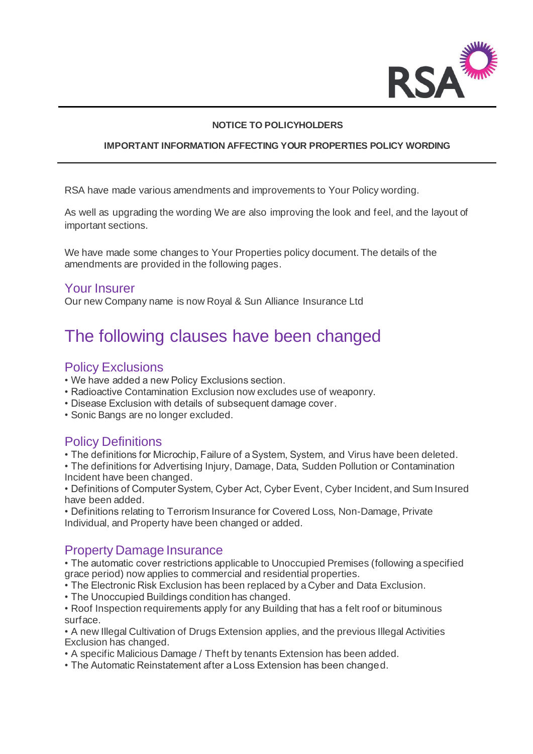**NOTICE TO POLICYHOLDERS**

**IMPORTANT INFORMATION AFFECTING YOUR PROPERTIES POLICY WORDING**

RSA have made various amendments and improvements to Your Policy wording.

As well as upgrading the wording We are also improving the look and feel, and the layout of important sections.

We have made some changes to Your Properties policy document. The details of the amendments are provided in the following pages.

## Your Insurer

Our new Company name is now Royal & Sun Alliance Insurance Ltd

# The following clauses have been changed

## Policy Exclusions

- We have added a new Policy Exclusions section.
- Radioactive Contamination Exclusion now excludes use of weaponry.
- Disease Exclusion with details of subsequent damage cover.
- Sonic Bangs are no longer excluded.

## Policy Definitions

- The definitions for Microchip, Failure of a System, System, and Virus have been deleted.
- The definitions for Advertising Injury, Damage, Data, Sudden Pollution or Contamination Incident have been changed.
- Definitions of Computer System, Cyber Act, Cyber Event, Cyber Incident, and Sum Insured have been added.
- Definitions relating to Terrorism Insurance for Covered Loss, Non-Damage, Private Individual, and Property have been changed or added.

## Property Damage Insurance

- The automatic cover restrictions applicable to Unoccupied Premises (following a specified grace period) now applies to commercial and residential properties.
- The Electronic Risk Exclusion has been replaced by a Cyber and Data Exclusion.
- The Unoccupied Buildings condition has changed.
- Roof Inspection requirements apply for any Building that has a felt roof or bituminous surface.
- A new Illegal Cultivation of Drugs Extension applies, and the previous Illegal Activities Exclusion has changed.
- A specific Malicious Damage / Theft by tenants Extension has been added.
- The Automatic Reinstatement after a Loss Extension has been changed.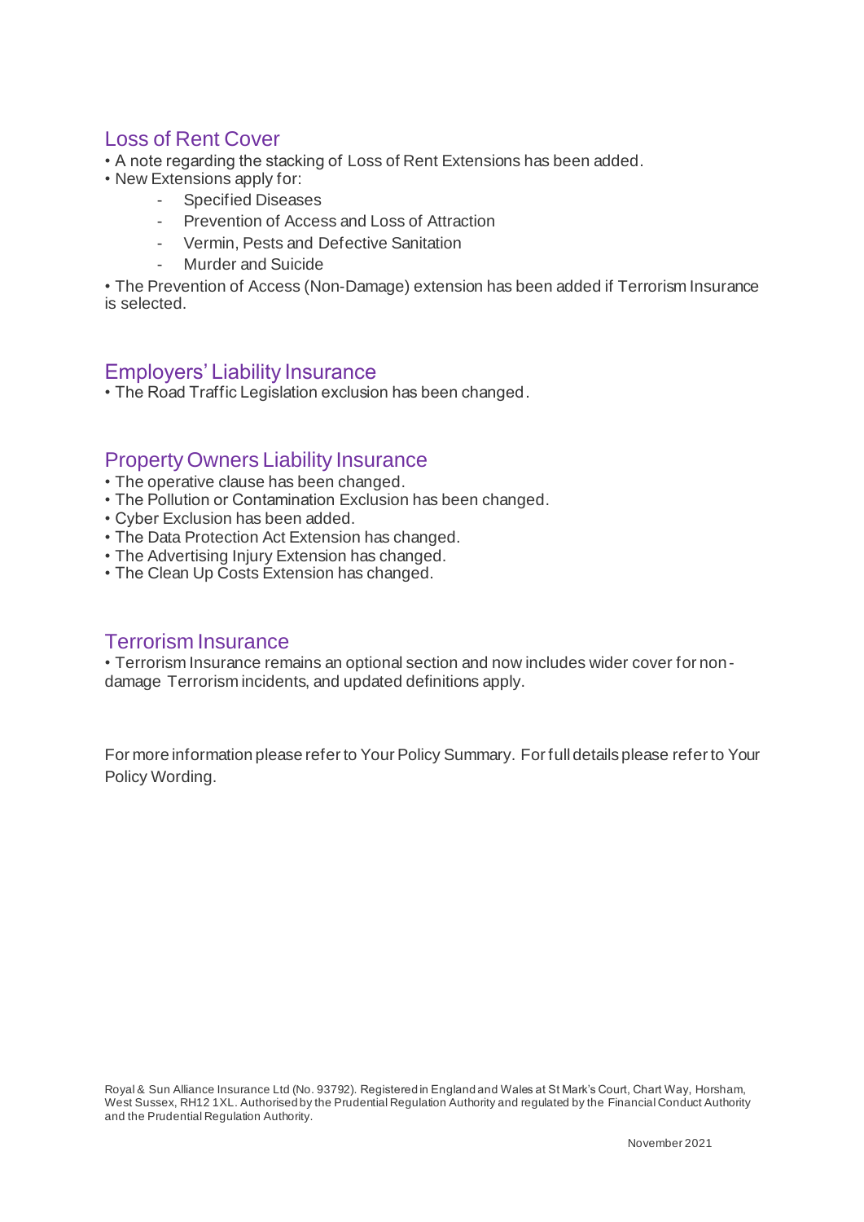## Loss of Rent Cover

- A note regarding the stacking of Loss of Rent Extensions has been added.
- New Extensions apply for:
  - Specified Diseases
  - Prevention of Access and Loss of Attraction
  - Vermin, Pests and Defective Sanitation
  - Murder and Suicide
- The Prevention of Access (Non-Damage) extension has been added if Terrorism Insurance is selected.

## Employers' Liability Insurance

- The Road Traffic Legislation exclusion has been changed.

## Property Owners Liability Insurance

- The operative clause has been changed.
- The Pollution or Contamination Exclusion has been changed.
- Cyber Exclusion has been added.
- The Data Protection Act Extension has changed.
- The Advertising Injury Extension has changed.
- The Clean Up Costs Extension has changed.

## Terrorism Insurance

- Terrorism Insurance remains an optional section and now includes wider cover for non-damage Terrorism incidents, and updated definitions apply.

For more information please refer to Your Policy Summary. For full details please refer to Your Policy Wording.

Royal & Sun Alliance Insurance Ltd (No. 93792). Registered in England and Wales at St Mark's Court, Chart Way, Horsham, West Sussex, RH12 1XL. Authorised by the Prudential Regulation Authority and regulated by the Financial Conduct Authority and the Prudential Regulation Authority.

November 2021